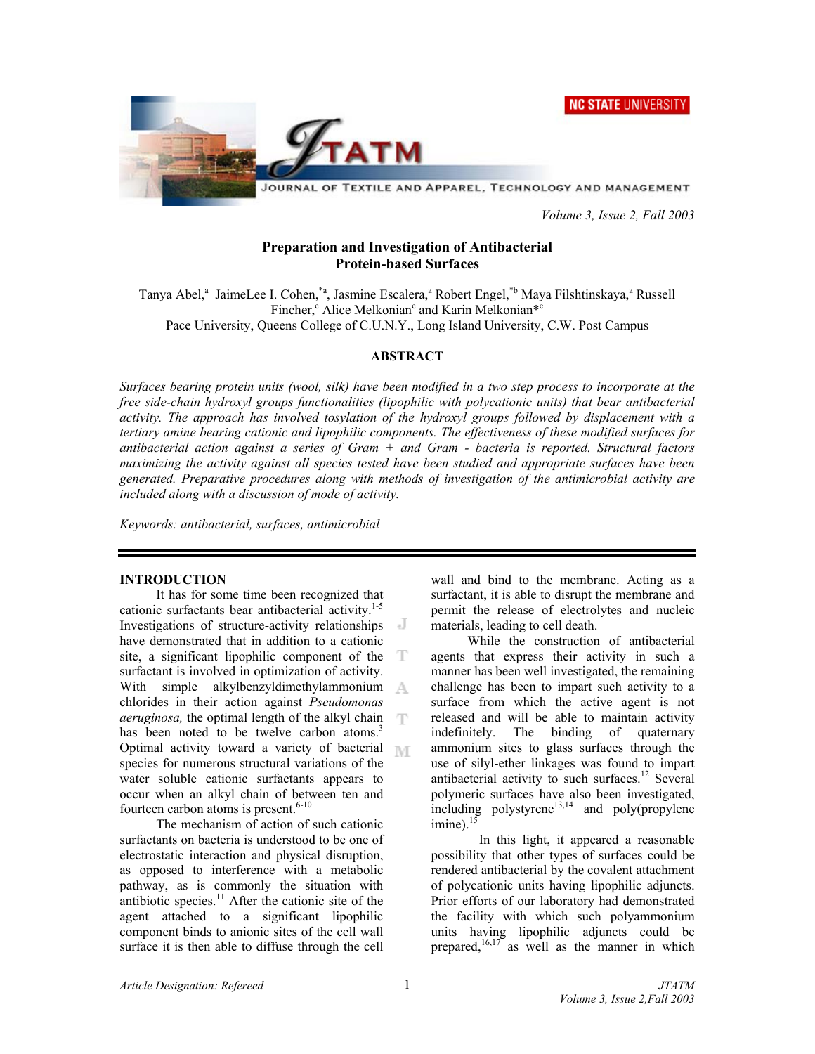Volume 3, Issue 2, Fall 2003

# Preparation and Investigation of Antibacterial Protein-based Surfaces

Tanya Abel,[a] JaimeLee I. Cohen,[*a], Jasmine Escalera,[a] Robert Engel,[*b] Maya Filshtinskaya,[a] Russell Fincher,[c] Alice Melkonian[c] and Karin Melkonian*[c]

Pace University, Queens College of C.U.N.Y., Long Island University, C.W. Post Campus

## ABSTRACT

*Surfaces bearing protein units (wool, silk) have been modified in a two step process to incorporate at the free side-chain hydroxyl groups functionalities (lipophilic with polycationic units) that bear antibacterial activity. The approach has involved tosylation of the hydroxyl groups followed by displacement with a tertiary amine bearing cationic and lipophilic components. The effectiveness of these modified surfaces for antibacterial action against a series of Gram + and Gram - bacteria is reported. Structural factors maximizing the activity against all species tested have been studied and appropriate surfaces have been generated. Preparative procedures along with methods of investigation of the antimicrobial activity are included along with a discussion of mode of activity.*

*Keywords: antibacterial, surfaces, antimicrobial*

## INTRODUCTION

It has for some time been recognized that cationic surfactants bear antibacterial activity.[1-5] Investigations of structure-activity relationships have demonstrated that in addition to a cationic site, a significant lipophilic component of the surfactant is involved in optimization of activity. With simple alkylbenzyldimethylammonium chlorides in their action against *Pseudomonas aeruginosa,* the optimal length of the alkyl chain has been noted to be twelve carbon atoms.[3] Optimal activity toward a variety of bacterial species for numerous structural variations of the water soluble cationic surfactants appears to occur when an alkyl chain of between ten and fourteen carbon atoms is present.[6-10]

The mechanism of action of such cationic surfactants on bacteria is understood to be one of electrostatic interaction and physical disruption, as opposed to interference with a metabolic pathway, as is commonly the situation with antibiotic species.[11] After the cationic site of the agent attached to a significant lipophilic component binds to anionic sites of the cell wall surface it is then able to diffuse through the cell wall and bind to the membrane. Acting as a surfactant, it is able to disrupt the membrane and permit the release of electrolytes and nucleic materials, leading to cell death.

While the construction of antibacterial agents that express their activity in such a manner has been well investigated, the remaining challenge has been to impart such activity to a surface from which the active agent is not released and will be able to maintain activity indefinitely. The binding of quaternary ammonium sites to glass surfaces through the use of silyl-ether linkages was found to impart antibacterial activity to such surfaces.[12] Several polymeric surfaces have also been investigated, including polystyrene[13,14] and poly(propylene imine).[15]

In this light, it appeared a reasonable possibility that other types of surfaces could be rendered antibacterial by the covalent attachment of polycationic units having lipophilic adjuncts. Prior efforts of our laboratory had demonstrated the facility with which such polyammonium units having lipophilic adjuncts could be prepared,[16,17] as well as the manner in which

Article Designation: Refereed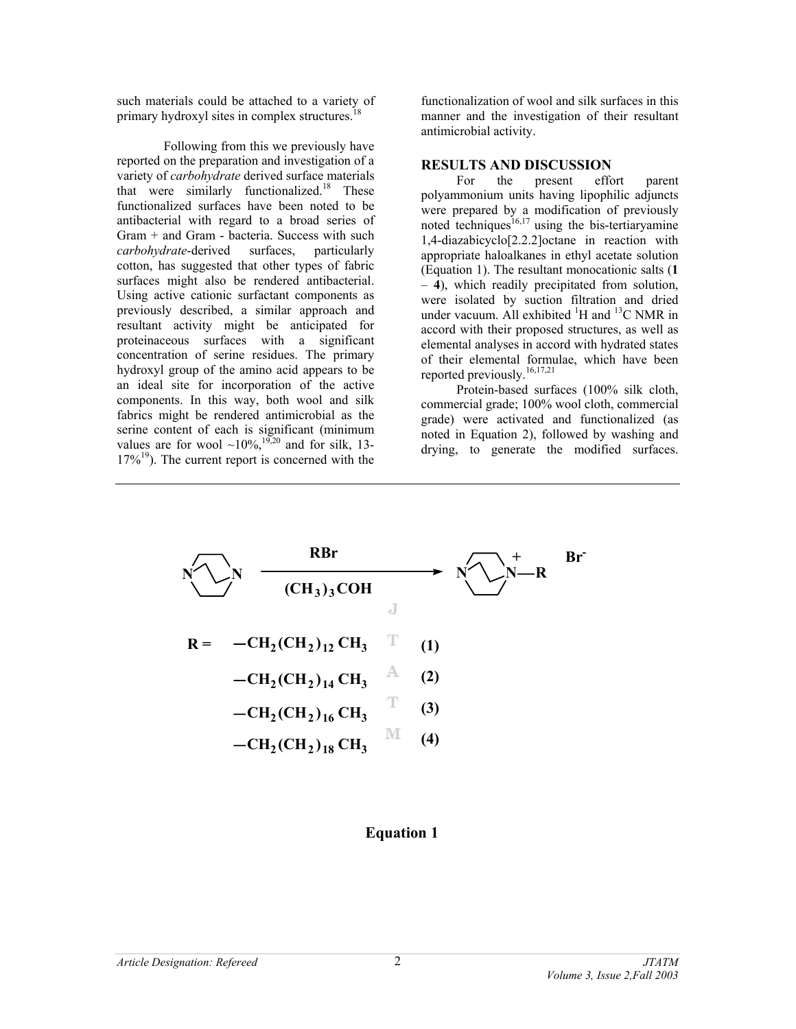such materials could be attached to a variety of primary hydroxyl sites in complex structures.[18]

Following from this we previously have reported on the preparation and investigation of a variety of *carbohydrate* derived surface materials that were similarly functionalized.[18] These functionalized surfaces have been noted to be antibacterial with regard to a broad series of Gram + and Gram - bacteria. Success with such *carbohydrate*-derived surfaces, particularly cotton, has suggested that other types of fabric surfaces might also be rendered antibacterial. Using active cationic surfactant components as previously described, a similar approach and resultant activity might be anticipated for proteinaceous surfaces with a significant concentration of serine residues. The primary hydroxyl group of the amino acid appears to be an ideal site for incorporation of the active components. In this way, both wool and silk fabrics might be rendered antimicrobial as the serine content of each is significant (minimum values are for wool ~10%,[19,20] and for silk, 13-17%[19]). The current report is concerned with the functionalization of wool and silk surfaces in this manner and the investigation of their resultant antimicrobial activity.

## RESULTS AND DISCUSSION

For the present effort parent polyammonium units having lipophilic adjuncts were prepared by a modification of previously noted techniques[16,17] using the bis-tertiaryamine 1,4-diazabicyclo[2.2.2]octane in reaction with appropriate haloalkanes in ethyl acetate solution (Equation 1). The resultant monocationic salts (**1** – **4**), which readily precipitated from solution, were isolated by suction filtration and dried under vacuum. All exhibited $^1$H and $^{13}$C NMR in accord with their proposed structures, as well as elemental analyses in accord with hydrated states of their elemental formulae, which have been reported previously.[16,17,21]

Protein-based surfaces (100% silk cloth, commercial grade; 100% wool cloth, commercial grade) were activated and functionalized (as noted in Equation 2), followed by washing and drying, to generate the modified surfaces.

$$\text{N(CH}_2\text{CH}_2)_3\text{N} \xrightarrow[(CH_3)_3COH]{RBr} \text{N(CH}_2\text{CH}_2)_3\overset{+}{\text{N}}\text{—R} \quad Br^-$$

R = $-CH_2(CH_2)_{12}CH_3$ **(1)**

$-CH_2(CH_2)_{14}CH_3$ **(2)**

$-CH_2(CH_2)_{16}CH_3$ **(3)**

$-CH_2(CH_2)_{18}CH_3$ **(4)**

**Equation 1**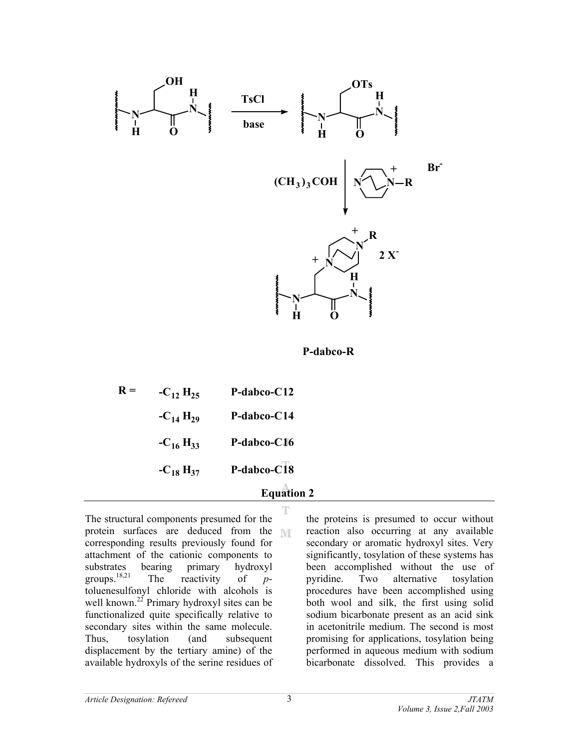$$\text{Serine-OH} \xrightarrow[\text{base}]{\text{TsCl}} \text{Serine-OTs} \xrightarrow[(CH_3)_3COH]{\text{dabco-R}^{+}\ Br^{-}} \text{P-dabco-R}\ (2\ X^{-})$$

**P-dabco-R**

| R = | | |
|---|---|---|
| | $-C_{12}H_{25}$ | P-dabco-C12 |
| | $-C_{14}H_{29}$ | P-dabco-C14 |
| | $-C_{16}H_{33}$ | P-dabco-C16 |
| | $-C_{18}H_{37}$ | P-dabco-C18 |

**Equation 2**

The structural components presumed for the protein surfaces are deduced from the corresponding results previously found for attachment of the cationic components to substrates bearing primary hydroxyl groups.[18,21] The reactivity of *p*-toluenesulfonyl chloride with alcohols is well known.[22] Primary hydroxyl sites can be functionalized quite specifically relative to secondary sites within the same molecule. Thus, tosylation (and subsequent displacement by the tertiary amine) of the available hydroxyls of the serine residues of the proteins is presumed to occur without reaction also occurring at any available secondary or aromatic hydroxyl sites. Very significantly, tosylation of these systems has been accomplished without the use of pyridine. Two alternative tosylation procedures have been accomplished using both wool and silk, the first using solid sodium bicarbonate present as an acid sink in acetonitrile medium. The second is most promising for applications, tosylation being performed in aqueous medium with sodium bicarbonate dissolved. This provides a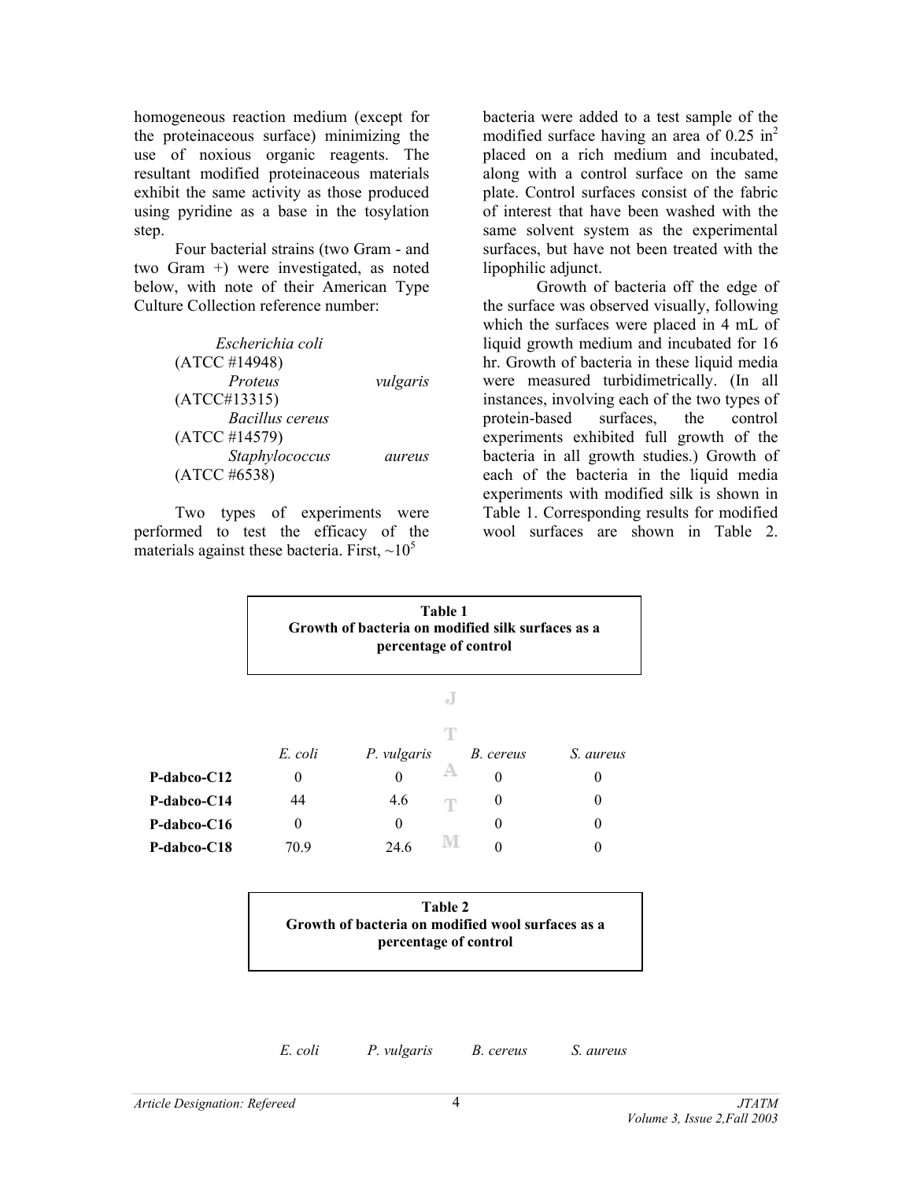homogeneous reaction medium (except for the proteinaceous surface) minimizing the use of noxious organic reagents. The resultant modified proteinaceous materials exhibit the same activity as those produced using pyridine as a base in the tosylation step.

Four bacterial strains (two Gram - and two Gram +) were investigated, as noted below, with note of their American Type Culture Collection reference number:

*Escherichia coli* (ATCC #14948)
*Proteus vulgaris* (ATCC#13315)
*Bacillus cereus* (ATCC #14579)
*Staphylococcus aureus* (ATCC #6538)

Two types of experiments were performed to test the efficacy of the materials against these bacteria. First, $\sim10^5$ bacteria were added to a test sample of the modified surface having an area of 0.25 $in^2$ placed on a rich medium and incubated, along with a control surface on the same plate. Control surfaces consist of the fabric of interest that have been washed with the same solvent system as the experimental surfaces, but have not been treated with the lipophilic adjunct.

Growth of bacteria off the edge of the surface was observed visually, following which the surfaces were placed in 4 mL of liquid growth medium and incubated for 16 hr. Growth of bacteria in these liquid media were measured turbidimetrically. (In all instances, involving each of the two types of protein-based surfaces, the control experiments exhibited full growth of the bacteria in all growth studies.) Growth of each of the bacteria in the liquid media experiments with modified silk is shown in Table 1. Corresponding results for modified wool surfaces are shown in Table 2.

**Table 1**
**Growth of bacteria on modified silk surfaces as a percentage of control**

| | *E. coli* | *P. vulgaris* | *B. cereus* | *S. aureus* |
|---|---|---|---|---|
| **P-dabco-C12** | 0 | 0 | 0 | 0 |
| **P-dabco-C14** | 44 | 4.6 | 0 | 0 |
| **P-dabco-C16** | 0 | 0 | 0 | 0 |
| **P-dabco-C18** | 70.9 | 24.6 | 0 | 0 |

**Table 2**
**Growth of bacteria on modified wool surfaces as a percentage of control**

| | *E. coli* | *P. vulgaris* | *B. cereus* | *S. aureus* |
|---|---|---|---|---|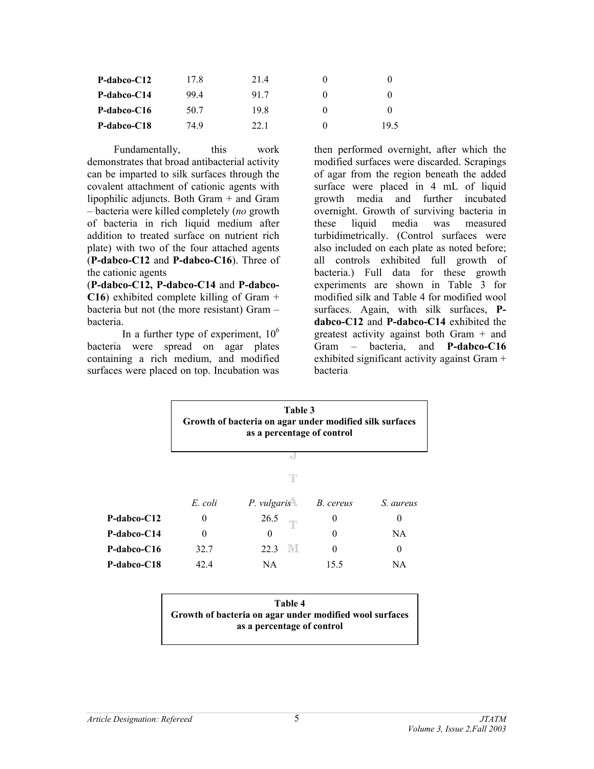| | | | | |
|---|---|---|---|---|
| **P-dabco-C12** | 17.8 | 21.4 | 0 | 0 |
| **P-dabco-C14** | 99.4 | 91.7 | 0 | 0 |
| **P-dabco-C16** | 50.7 | 19.8 | 0 | 0 |
| **P-dabco-C18** | 74.9 | 22.1 | 0 | 19.5 |

Fundamentally, this work demonstrates that broad antibacterial activity can be imparted to silk surfaces through the covalent attachment of cationic agents with lipophilic adjuncts. Both Gram + and Gram – bacteria were killed completely (*no* growth of bacteria in rich liquid medium after addition to treated surface on nutrient rich plate) with two of the four attached agents (**P-dabco-C12** and **P-dabco-C16**). Three of the cationic agents (**P-dabco-C12, P-dabco-C14** and **P-dabco-C16**) exhibited complete killing of Gram + bacteria but not (the more resistant) Gram – bacteria.

In a further type of experiment, $10^6$ bacteria were spread on agar plates containing a rich medium, and modified surfaces were placed on top. Incubation was then performed overnight, after which the modified surfaces were discarded. Scrapings of agar from the region beneath the added surface were placed in 4 mL of liquid growth media and further incubated overnight. Growth of surviving bacteria in these liquid media was measured turbidimetrically. (Control surfaces were also included on each plate as noted before; all controls exhibited full growth of bacteria.) Full data for these growth experiments are shown in Table 3 for modified silk and Table 4 for modified wool surfaces. Again, with silk surfaces, **P-dabco-C12** and **P-dabco-C14** exhibited the greatest activity against both Gram + and Gram – bacteria, and **P-dabco-C16** exhibited significant activity against Gram + bacteria

**Table 3**
**Growth of bacteria on agar under modified silk surfaces as a percentage of control**

| | *E. coli* | *P. vulgaris* | *B. cereus* | *S. aureus* |
|---|---|---|---|---|
| **P-dabco-C12** | 0 | 26.5 | 0 | 0 |
| **P-dabco-C14** | 0 | 0 | 0 | NA |
| **P-dabco-C16** | 32.7 | 22.3 | 0 | 0 |
| **P-dabco-C18** | 42.4 | NA | 15.5 | NA |

**Table 4**
**Growth of bacteria on agar under modified wool surfaces as a percentage of control**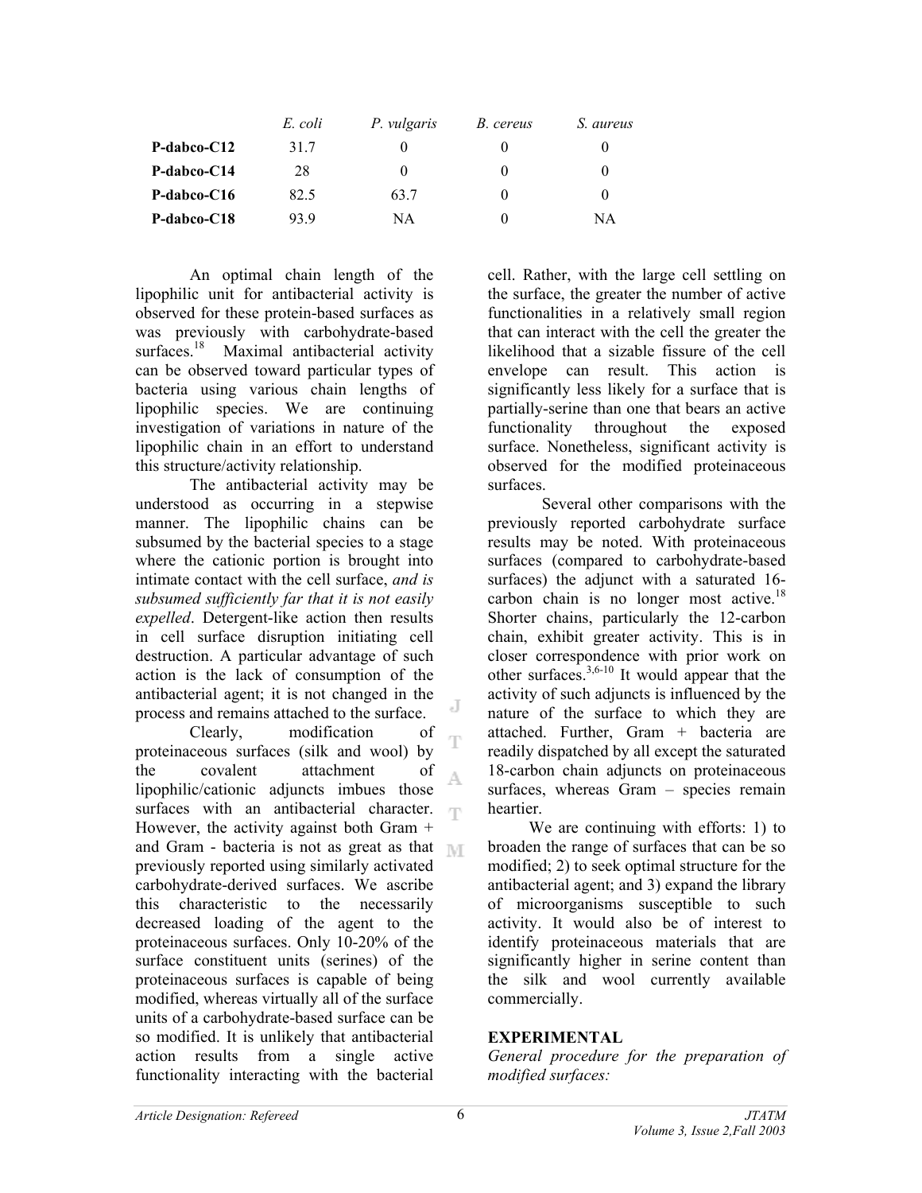| | *E. coli* | *P. vulgaris* | *B. cereus* | *S. aureus* |
|---|---|---|---|---|
| **P-dabco-C12** | 31.7 | 0 | 0 | 0 |
| **P-dabco-C14** | 28 | 0 | 0 | 0 |
| **P-dabco-C16** | 82.5 | 63.7 | 0 | 0 |
| **P-dabco-C18** | 93.9 | NA | 0 | NA |

An optimal chain length of the lipophilic unit for antibacterial activity is observed for these protein-based surfaces as was previously with carbohydrate-based surfaces.[18] Maximal antibacterial activity can be observed toward particular types of bacteria using various chain lengths of lipophilic species. We are continuing investigation of variations in nature of the lipophilic chain in an effort to understand this structure/activity relationship.

The antibacterial activity may be understood as occurring in a stepwise manner. The lipophilic chains can be subsumed by the bacterial species to a stage where the cationic portion is brought into intimate contact with the cell surface, *and is subsumed sufficiently far that it is not easily expelled*. Detergent-like action then results in cell surface disruption initiating cell destruction. A particular advantage of such action is the lack of consumption of the antibacterial agent; it is not changed in the process and remains attached to the surface.

Clearly, modification of proteinaceous surfaces (silk and wool) by the covalent attachment of lipophilic/cationic adjuncts imbues those surfaces with an antibacterial character. However, the activity against both Gram + and Gram - bacteria is not as great as that previously reported using similarly activated carbohydrate-derived surfaces. We ascribe this characteristic to the necessarily decreased loading of the agent to the proteinaceous surfaces. Only 10-20% of the surface constituent units (serines) of the proteinaceous surfaces is capable of being modified, whereas virtually all of the surface units of a carbohydrate-based surface can be so modified. It is unlikely that antibacterial action results from a single active functionality interacting with the bacterial cell. Rather, with the large cell settling on the surface, the greater the number of active functionalities in a relatively small region that can interact with the cell the greater the likelihood that a sizable fissure of the cell envelope can result. This action is significantly less likely for a surface that is partially-serine than one that bears an active functionality throughout the exposed surface. Nonetheless, significant activity is observed for the modified proteinaceous surfaces.

Several other comparisons with the previously reported carbohydrate surface results may be noted. With proteinaceous surfaces (compared to carbohydrate-based surfaces) the adjunct with a saturated 16-carbon chain is no longer most active.[18] Shorter chains, particularly the 12-carbon chain, exhibit greater activity. This is in closer correspondence with prior work on other surfaces.[3,6-10] It would appear that the activity of such adjuncts is influenced by the nature of the surface to which they are attached. Further, Gram + bacteria are readily dispatched by all except the saturated 18-carbon chain adjuncts on proteinaceous surfaces, whereas Gram – species remain heartier.

We are continuing with efforts: 1) to broaden the range of surfaces that can be so modified; 2) to seek optimal structure for the antibacterial agent; and 3) expand the library of microorganisms susceptible to such activity. It would also be of interest to identify proteinaceous materials that are significantly higher in serine content than the silk and wool currently available commercially.

## EXPERIMENTAL

*General procedure for the preparation of modified surfaces:*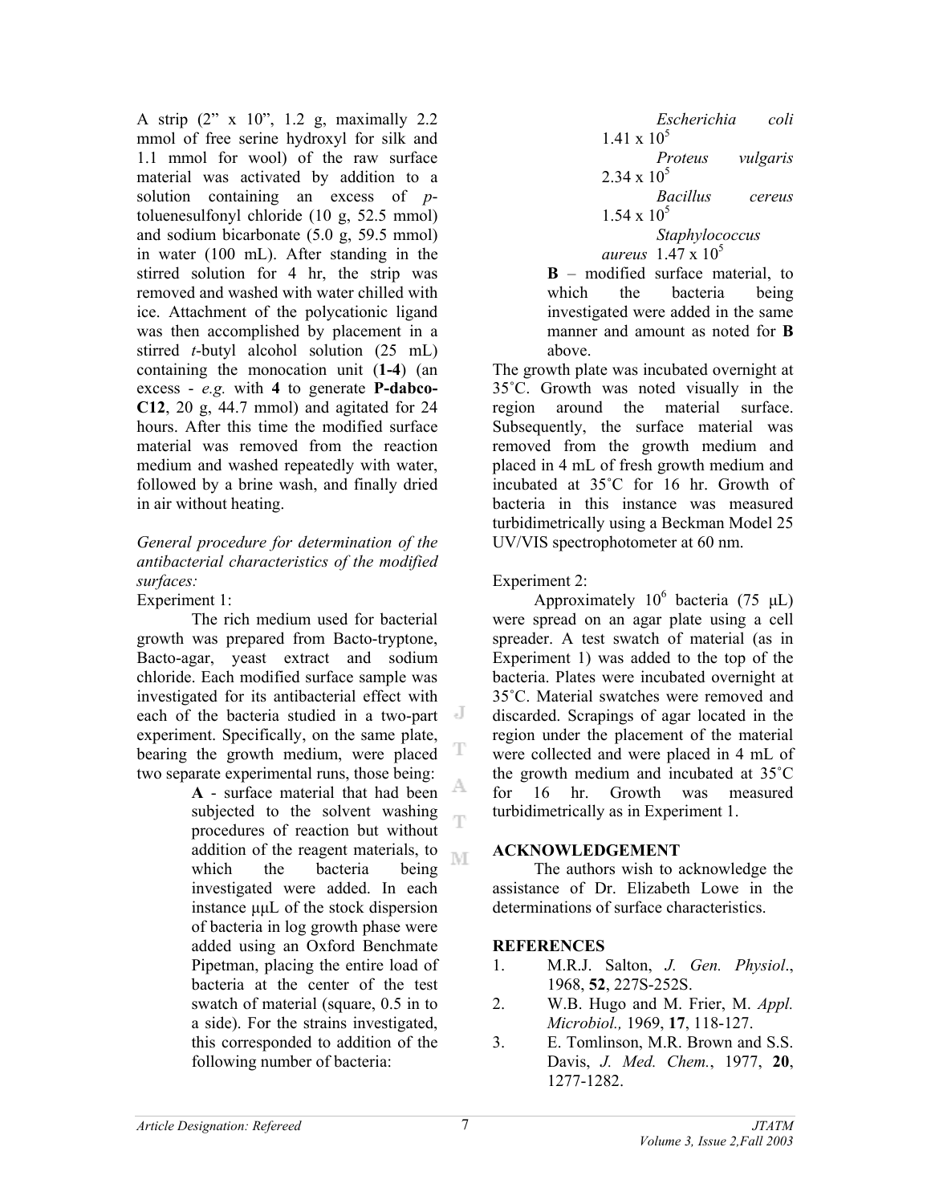A strip (2" x 10", 1.2 g, maximally 2.2 mmol of free serine hydroxyl for silk and 1.1 mmol for wool) of the raw surface material was activated by addition to a solution containing an excess of *p*-toluenesulfonyl chloride (10 g, 52.5 mmol) and sodium bicarbonate (5.0 g, 59.5 mmol) in water (100 mL). After standing in the stirred solution for 4 hr, the strip was removed and washed with water chilled with ice. Attachment of the polycationic ligand was then accomplished by placement in a stirred *t*-butyl alcohol solution (25 mL) containing the monocation unit (**1-4**) (an excess - *e.g.* with **4** to generate **P-dabco-C12**, 20 g, 44.7 mmol) and agitated for 24 hours. After this time the modified surface material was removed from the reaction medium and washed repeatedly with water, followed by a brine wash, and finally dried in air without heating.

*General procedure for determination of the antibacterial characteristics of the modified surfaces:*

Experiment 1:

The rich medium used for bacterial growth was prepared from Bacto-tryptone, Bacto-agar, yeast extract and sodium chloride. Each modified surface sample was investigated for its antibacterial effect with each of the bacteria studied in a two-part experiment. Specifically, on the same plate, bearing the growth medium, were placed two separate experimental runs, those being:

> **A** - surface material that had been subjected to the solvent washing procedures of reaction but without addition of the reagent materials, to which the bacteria being investigated were added. In each instance µµL of the stock dispersion of bacteria in log growth phase were added using an Oxford Benchmate Pipetman, placing the entire load of bacteria at the center of the test swatch of material (square, 0.5 in to a side). For the strains investigated, this corresponded to addition of the following number of bacteria:
>
> *Escherichia coli* $1.41 \times 10^5$
> *Proteus vulgaris* $2.34 \times 10^5$
> *Bacillus cereus* $1.54 \times 10^5$
> *Staphylococcus aureus* $1.47 \times 10^5$
>
> **B** – modified surface material, to which the bacteria being investigated were added in the same manner and amount as noted for **B** above.

The growth plate was incubated overnight at 35˚C. Growth was noted visually in the region around the material surface. Subsequently, the surface material was removed from the growth medium and placed in 4 mL of fresh growth medium and incubated at 35˚C for 16 hr. Growth of bacteria in this instance was measured turbidimetrically using a Beckman Model 25 UV/VIS spectrophotometer at 60 nm.

Experiment 2:

Approximately $10^6$ bacteria (75 µL) were spread on an agar plate using a cell spreader. A test swatch of material (as in Experiment 1) was added to the top of the bacteria. Plates were incubated overnight at 35˚C. Material swatches were removed and discarded. Scrapings of agar located in the region under the placement of the material were collected and were placed in 4 mL of the growth medium and incubated at 35˚C for 16 hr. Growth was measured turbidimetrically as in Experiment 1.

## ACKNOWLEDGEMENT

The authors wish to acknowledge the assistance of Dr. Elizabeth Lowe in the determinations of surface characteristics.

## REFERENCES

1. M.R.J. Salton, *J. Gen. Physiol*., 1968, **52**, 227S-252S.
2. W.B. Hugo and M. Frier, M. *Appl. Microbiol.,* 1969, **17**, 118-127.
3. E. Tomlinson, M.R. Brown and S.S. Davis, *J. Med. Chem.*, 1977, **20**, 1277-1282.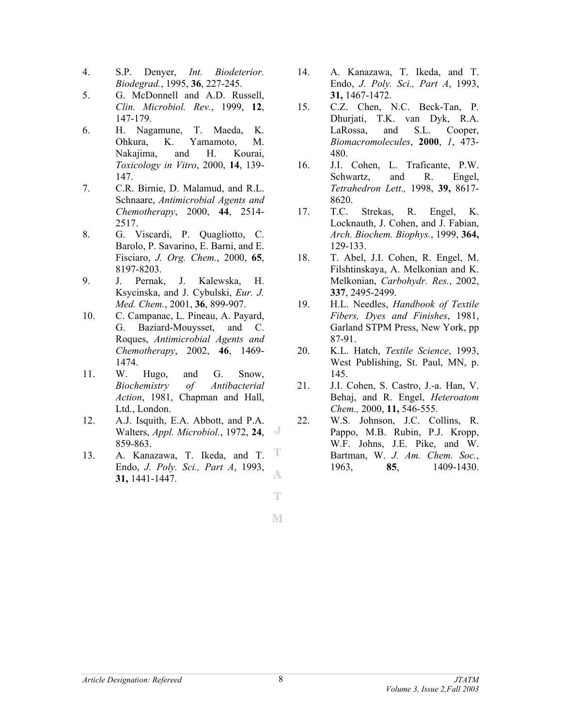4. S.P. Denyer, *Int. Biodeterior. Biodegrad.*, 1995, **36**, 227-245.
5. G. McDonnell and A.D. Russell, *Clin. Microbiol. Rev.*, 1999, **12**, 147-179.
6. H. Nagamune, T. Maeda, K. Ohkura, K. Yamamoto, M. Nakajima, and H. Kourai, *Toxicology in Vitro*, 2000, **14**, 139-147.
7. C.R. Birnie, D. Malamud, and R.L. Schnaare, *Antimicrobial Agents and Chemotherapy*, 2000, **44**, 2514-2517.
8. G. Viscardi, P. Quagliotto, C. Barolo, P. Savarino, E. Barni, and E. Fisciaro, *J. Org. Chem.*, 2000, **65**, 8197-8203.
9. J. Pernak, J. Kalewska, H. Ksycinska, and J. Cybulski, *Eur. J. Med. Chem.*, 2001, **36**, 899-907.
10. C. Campanac, L. Pineau, A. Payard, G. Baziard-Mouysset, and C. Roques, *Antimicrobial Agents and Chemotherapy*, 2002, **46**, 1469-1474.
11. W. Hugo, and G. Snow, *Biochemistry of Antibacterial Action*, 1981, Chapman and Hall, Ltd., London.
12. A.J. Isquith, E.A. Abbott, and P.A. Walters, *Appl. Microbiol.*, 1972, **24**, 859-863.
13. A. Kanazawa, T. Ikeda, and T. Endo, *J. Poly. Sci., Part A*, 1993, **31,** 1441-1447.
14. A. Kanazawa, T. Ikeda, and T. Endo, *J. Poly. Sci., Part A*, 1993, **31,** 1467-1472.
15. C.Z. Chen, N.C. Beck-Tan, P. Dhurjati, T.K. van Dyk, R.A. LaRossa, and S.L. Cooper, *Biomacromolecules*, **2000**, *1*, 473-480.
16. J.I. Cohen, L. Traficante, P.W. Schwartz, and R. Engel, *Tetrahedron Lett.,* 1998, **39,** 8617-8620.
17. T.C. Strekas, R. Engel, K. Locknauth, J. Cohen, and J. Fabian, *Arch. Biochem. Biophys.*, 1999, **364,** 129-133.
18. T. Abel, J.I. Cohen, R. Engel, M. Filshtinskaya, A. Melkonian and K. Melkonian, *Carbohydr. Res.*, 2002, **337**, 2495-2499.
19. H.L. Needles, *Handbook of Textile Fibers, Dyes and Finishes*, 1981, Garland STPM Press, New York, pp 87-91.
20. K.L. Hatch, *Textile Science*, 1993, West Publishing, St. Paul, MN, p. 145.
21. J.I. Cohen, S. Castro, J.-a. Han, V. Behaj, and R. Engel, *Heteroatom Chem.,* 2000, **11,** 546-555.
22. W.S. Johnson, J.C. Collins, R. Pappo, M.B. Rubin, P.J. Kropp, W.F. Johns, J.E. Pike, and W. Bartman, W. *J. Am. Chem. Soc.*, 1963, **85**, 1409-1430.